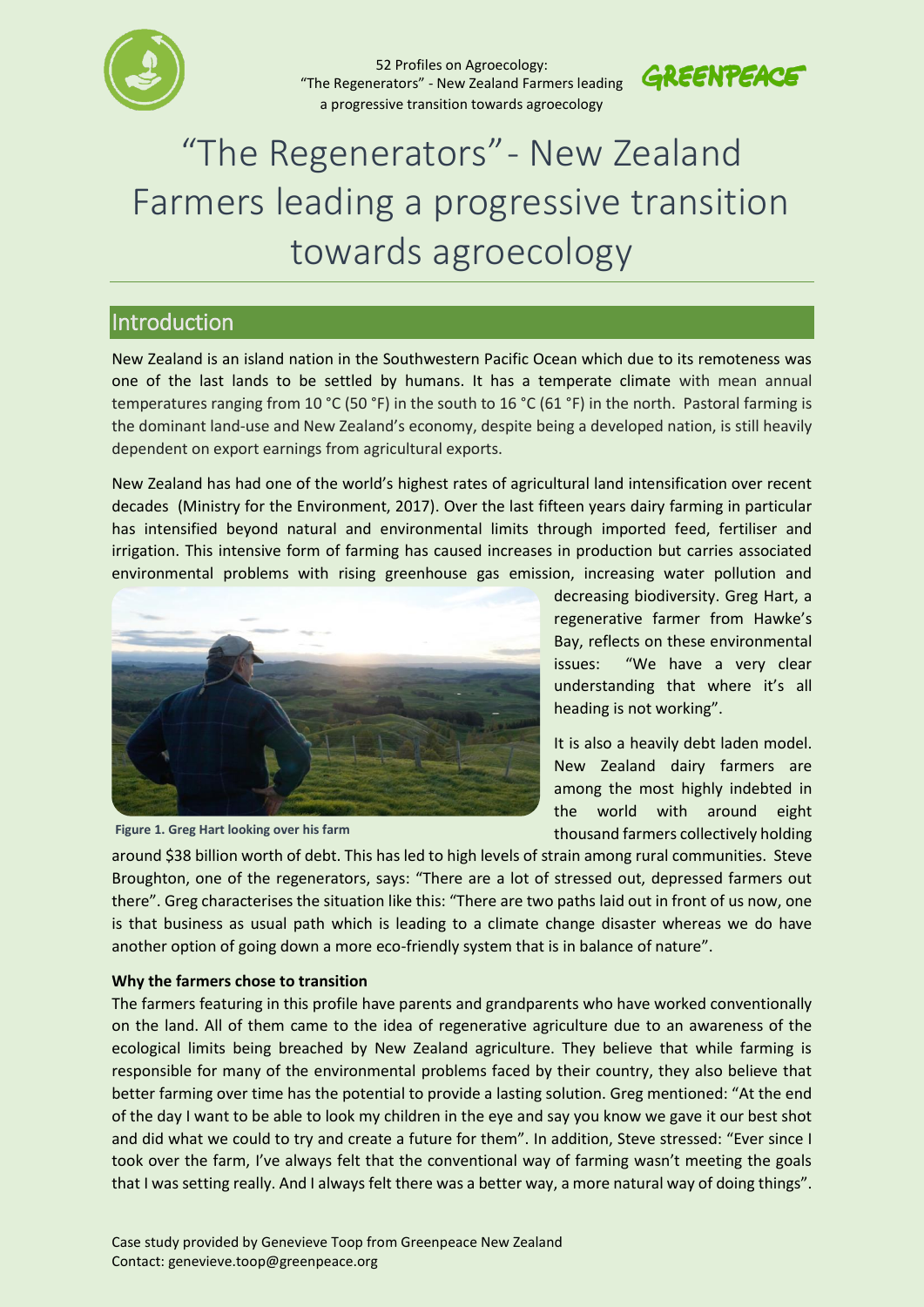# "The Regenerators" - New Zealand Farmers leading a progressive transition towards agroecology

## Introduction

New Zealand is an island nation in the Southwestern Pacific Ocean which due to its remoteness was one of the last lands to be settled by humans. It has a temperate climate with mean annual temperatures ranging from 10 °C (50 °F) in the south to 16 °C (61 °F) in the north. Pastoral farming is the dominant land-use and New Zealand's economy, despite being a developed nation, is still heavily dependent on export earnings from agricultural exports.

New Zealand has had one of the world's highest rates of agricultural land intensification over recent decades (Ministry for the Environment, 2017). Over the last fifteen years dairy farming in particular has intensified beyond natural and environmental limits through imported feed, fertiliser and irrigation. This intensive form of farming has caused increases in production but carries associated environmental problems with rising greenhouse gas emission, increasing water pollution and decreasing biodiversity. Greg Hart, a regenerative farmer from Hawke's Bay, reflects on these environmental issues: "We have a very clear understanding that where it's all heading is not working".

**Figure 1. Greg Hart looking over his farm**

It is also a heavily debt laden model. New Zealand dairy farmers are among the most highly indebted in the world with around eight thousand farmers collectively holding around $38 billion worth of debt. This has led to high levels of strain among rural communities. Steve Broughton, one of the regenerators, says: "There are a lot of stressed out, depressed farmers out there". Greg characterises the situation like this: "There are two paths laid out in front of us now, one is that business as usual path which is leading to a climate change disaster whereas we do have another option of going down a more eco-friendly system that is in balance of nature".

**Why the farmers chose to transition**

The farmers featuring in this profile have parents and grandparents who have worked conventionally on the land. All of them came to the idea of regenerative agriculture due to an awareness of the ecological limits being breached by New Zealand agriculture. They believe that while farming is responsible for many of the environmental problems faced by their country, they also believe that better farming over time has the potential to provide a lasting solution. Greg mentioned: "At the end of the day I want to be able to look my children in the eye and say you know we gave it our best shot and did what we could to try and create a future for them". In addition, Steve stressed: "Ever since I took over the farm, I've always felt that the conventional way of farming wasn't meeting the goals that I was setting really. And I always felt there was a better way, a more natural way of doing things".

Case study provided by Genevieve Toop from Greenpeace New Zealand
Contact: genevieve.toop@greenpeace.org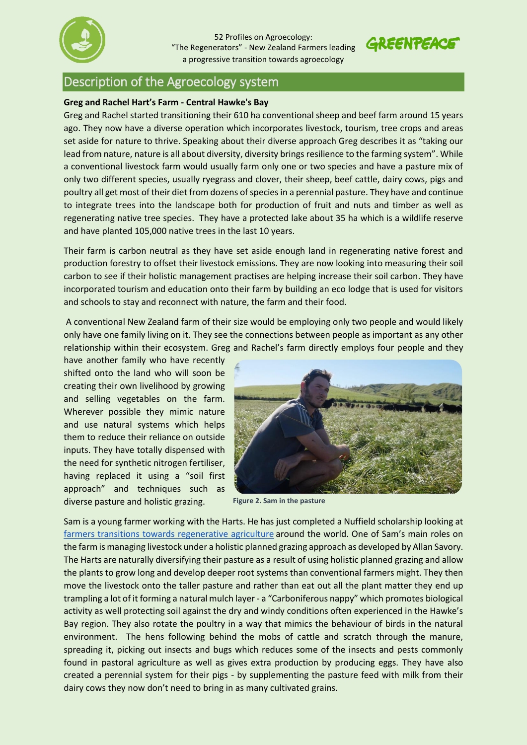## Description of the Agroecology system

**Greg and Rachel Hart's Farm - Central Hawke's Bay**

Greg and Rachel started transitioning their 610 ha conventional sheep and beef farm around 15 years ago. They now have a diverse operation which incorporates livestock, tourism, tree crops and areas set aside for nature to thrive. Speaking about their diverse approach Greg describes it as "taking our lead from nature, nature is all about diversity, diversity brings resilience to the farming system". While a conventional livestock farm would usually farm only one or two species and have a pasture mix of only two different species, usually ryegrass and clover, their sheep, beef cattle, dairy cows, pigs and poultry all get most of their diet from dozens of species in a perennial pasture. They have and continue to integrate trees into the landscape both for production of fruit and nuts and timber as well as regenerating native tree species. They have a protected lake about 35 ha which is a wildlife reserve and have planted 105,000 native trees in the last 10 years.

Their farm is carbon neutral as they have set aside enough land in regenerating native forest and production forestry to offset their livestock emissions. They are now looking into measuring their soil carbon to see if their holistic management practises are helping increase their soil carbon. They have incorporated tourism and education onto their farm by building an eco lodge that is used for visitors and schools to stay and reconnect with nature, the farm and their food.

A conventional New Zealand farm of their size would be employing only two people and would likely only have one family living on it. They see the connections between people as important as any other relationship within their ecosystem. Greg and Rachel's farm directly employs four people and they have another family who have recently shifted onto the land who will soon be creating their own livelihood by growing and selling vegetables on the farm. Wherever possible they mimic nature and use natural systems which helps them to reduce their reliance on outside inputs. They have totally dispensed with the need for synthetic nitrogen fertiliser, having replaced it using a "soil first approach" and techniques such as diverse pasture and holistic grazing.

**Figure 2. Sam in the pasture**

Sam is a young farmer working with the Harts. He has just completed a Nuffield scholarship looking at [farmers transitions towards regenerative agriculture]() around the world. One of Sam's main roles on the farm is managing livestock under a holistic planned grazing approach as developed by Allan Savory. The Harts are naturally diversifying their pasture as a result of using holistic planned grazing and allow the plants to grow long and develop deeper root systems than conventional farmers might. They then move the livestock onto the taller pasture and rather than eat out all the plant matter they end up trampling a lot of it forming a natural mulch layer - a "Carboniferous nappy" which promotes biological activity as well protecting soil against the dry and windy conditions often experienced in the Hawke's Bay region. They also rotate the poultry in a way that mimics the behaviour of birds in the natural environment. The hens following behind the mobs of cattle and scratch through the manure, spreading it, picking out insects and bugs which reduces some of the insects and pests commonly found in pastoral agriculture as well as gives extra production by producing eggs. They have also created a perennial system for their pigs - by supplementing the pasture feed with milk from their dairy cows they now don't need to bring in as many cultivated grains.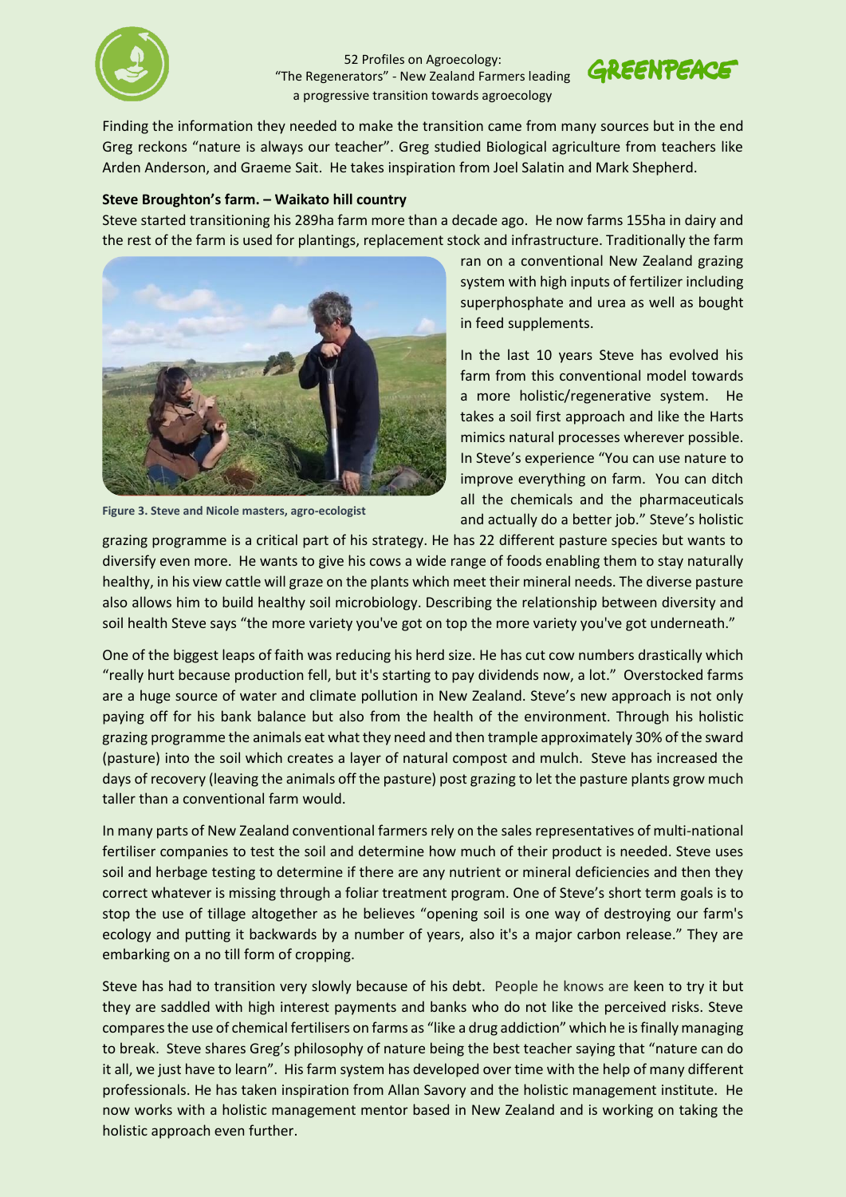Finding the information they needed to make the transition came from many sources but in the end Greg reckons "nature is always our teacher". Greg studied Biological agriculture from teachers like Arden Anderson, and Graeme Sait. He takes inspiration from Joel Salatin and Mark Shepherd.

**Steve Broughton's farm. – Waikato hill country**

Steve started transitioning his 289ha farm more than a decade ago. He now farms 155ha in dairy and the rest of the farm is used for plantings, replacement stock and infrastructure. Traditionally the farm ran on a conventional New Zealand grazing system with high inputs of fertilizer including superphosphate and urea as well as bought in feed supplements.

Figure 3. Steve and Nicole masters, agro-ecologist

In the last 10 years Steve has evolved his farm from this conventional model towards a more holistic/regenerative system. He takes a soil first approach and like the Harts mimics natural processes wherever possible. In Steve's experience "You can use nature to improve everything on farm. You can ditch all the chemicals and the pharmaceuticals and actually do a better job." Steve's holistic grazing programme is a critical part of his strategy. He has 22 different pasture species but wants to diversify even more. He wants to give his cows a wide range of foods enabling them to stay naturally healthy, in his view cattle will graze on the plants which meet their mineral needs. The diverse pasture also allows him to build healthy soil microbiology. Describing the relationship between diversity and soil health Steve says "the more variety you've got on top the more variety you've got underneath."

One of the biggest leaps of faith was reducing his herd size. He has cut cow numbers drastically which "really hurt because production fell, but it's starting to pay dividends now, a lot." Overstocked farms are a huge source of water and climate pollution in New Zealand. Steve's new approach is not only paying off for his bank balance but also from the health of the environment. Through his holistic grazing programme the animals eat what they need and then trample approximately 30% of the sward (pasture) into the soil which creates a layer of natural compost and mulch. Steve has increased the days of recovery (leaving the animals off the pasture) post grazing to let the pasture plants grow much taller than a conventional farm would.

In many parts of New Zealand conventional farmers rely on the sales representatives of multi-national fertiliser companies to test the soil and determine how much of their product is needed. Steve uses soil and herbage testing to determine if there are any nutrient or mineral deficiencies and then they correct whatever is missing through a foliar treatment program. One of Steve's short term goals is to stop the use of tillage altogether as he believes "opening soil is one way of destroying our farm's ecology and putting it backwards by a number of years, also it's a major carbon release." They are embarking on a no till form of cropping.

Steve has had to transition very slowly because of his debt. People he knows are keen to try it but they are saddled with high interest payments and banks who do not like the perceived risks. Steve compares the use of chemical fertilisers on farms as "like a drug addiction" which he is finally managing to break. Steve shares Greg's philosophy of nature being the best teacher saying that "nature can do it all, we just have to learn". His farm system has developed over time with the help of many different professionals. He has taken inspiration from Allan Savory and the holistic management institute. He now works with a holistic management mentor based in New Zealand and is working on taking the holistic approach even further.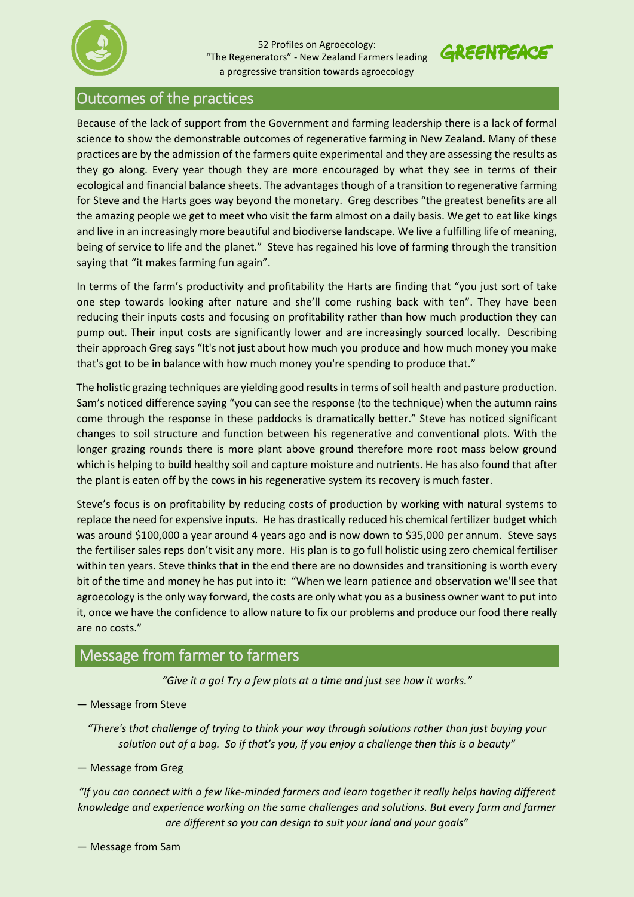## Outcomes of the practices

Because of the lack of support from the Government and farming leadership there is a lack of formal science to show the demonstrable outcomes of regenerative farming in New Zealand. Many of these practices are by the admission of the farmers quite experimental and they are assessing the results as they go along. Every year though they are more encouraged by what they see in terms of their ecological and financial balance sheets. The advantages though of a transition to regenerative farming for Steve and the Harts goes way beyond the monetary. Greg describes "the greatest benefits are all the amazing people we get to meet who visit the farm almost on a daily basis. We get to eat like kings and live in an increasingly more beautiful and biodiverse landscape. We live a fulfilling life of meaning, being of service to life and the planet." Steve has regained his love of farming through the transition saying that "it makes farming fun again".

In terms of the farm's productivity and profitability the Harts are finding that "you just sort of take one step towards looking after nature and she'll come rushing back with ten". They have been reducing their inputs costs and focusing on profitability rather than how much production they can pump out. Their input costs are significantly lower and are increasingly sourced locally. Describing their approach Greg says "It's not just about how much you produce and how much money you make that's got to be in balance with how much money you're spending to produce that."

The holistic grazing techniques are yielding good results in terms of soil health and pasture production. Sam's noticed difference saying "you can see the response (to the technique) when the autumn rains come through the response in these paddocks is dramatically better." Steve has noticed significant changes to soil structure and function between his regenerative and conventional plots. With the longer grazing rounds there is more plant above ground therefore more root mass below ground which is helping to build healthy soil and capture moisture and nutrients. He has also found that after the plant is eaten off by the cows in his regenerative system its recovery is much faster.

Steve's focus is on profitability by reducing costs of production by working with natural systems to replace the need for expensive inputs. He has drastically reduced his chemical fertilizer budget which was around $100,000 a year around 4 years ago and is now down to $35,000 per annum. Steve says the fertiliser sales reps don't visit any more. His plan is to go full holistic using zero chemical fertiliser within ten years. Steve thinks that in the end there are no downsides and transitioning is worth every bit of the time and money he has put into it: "When we learn patience and observation we'll see that agroecology is the only way forward, the costs are only what you as a business owner want to put into it, once we have the confidence to allow nature to fix our problems and produce our food there really are no costs."

## Message from farmer to farmers

*"Give it a go! Try a few plots at a time and just see how it works."*

— Message from Steve

*"There's that challenge of trying to think your way through solutions rather than just buying your solution out of a bag. So if that's you, if you enjoy a challenge then this is a beauty"*

— Message from Greg

*"If you can connect with a few like-minded farmers and learn together it really helps having different knowledge and experience working on the same challenges and solutions. But every farm and farmer are different so you can design to suit your land and your goals"*

— Message from Sam